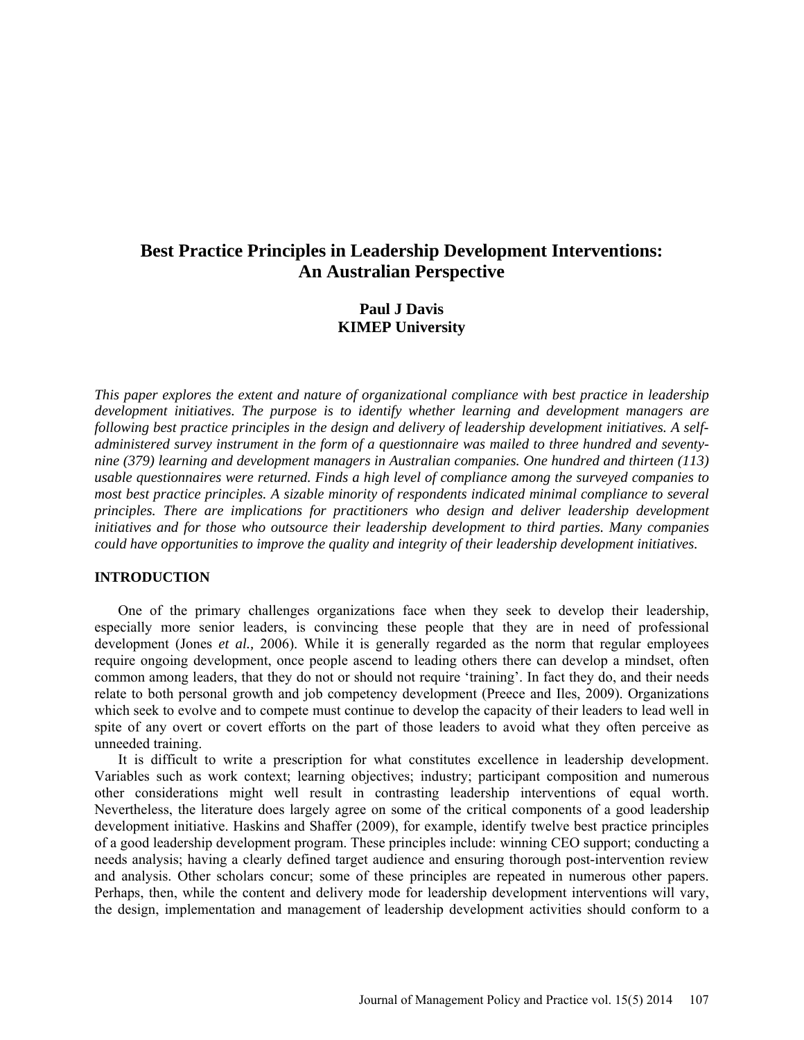# Best Practice Principles in Leadership Development Interventions: An Australian Perspective

**Paul J Davis**
**KIMEP University**

*This paper explores the extent and nature of organizational compliance with best practice in leadership development initiatives. The purpose is to identify whether learning and development managers are following best practice principles in the design and delivery of leadership development initiatives. A self-administered survey instrument in the form of a questionnaire was mailed to three hundred and seventy-nine (379) learning and development managers in Australian companies. One hundred and thirteen (113) usable questionnaires were returned. Finds a high level of compliance among the surveyed companies to most best practice principles. A sizable minority of respondents indicated minimal compliance to several principles. There are implications for practitioners who design and deliver leadership development initiatives and for those who outsource their leadership development to third parties. Many companies could have opportunities to improve the quality and integrity of their leadership development initiatives.*

## INTRODUCTION

One of the primary challenges organizations face when they seek to develop their leadership, especially more senior leaders, is convincing these people that they are in need of professional development (Jones *et al.,* 2006). While it is generally regarded as the norm that regular employees require ongoing development, once people ascend to leading others there can develop a mindset, often common among leaders, that they do not or should not require 'training'. In fact they do, and their needs relate to both personal growth and job competency development (Preece and Iles, 2009). Organizations which seek to evolve and to compete must continue to develop the capacity of their leaders to lead well in spite of any overt or covert efforts on the part of those leaders to avoid what they often perceive as unneeded training.

It is difficult to write a prescription for what constitutes excellence in leadership development. Variables such as work context; learning objectives; industry; participant composition and numerous other considerations might well result in contrasting leadership interventions of equal worth. Nevertheless, the literature does largely agree on some of the critical components of a good leadership development initiative. Haskins and Shaffer (2009), for example, identify twelve best practice principles of a good leadership development program. These principles include: winning CEO support; conducting a needs analysis; having a clearly defined target audience and ensuring thorough post-intervention review and analysis. Other scholars concur; some of these principles are repeated in numerous other papers. Perhaps, then, while the content and delivery mode for leadership development interventions will vary, the design, implementation and management of leadership development activities should conform to a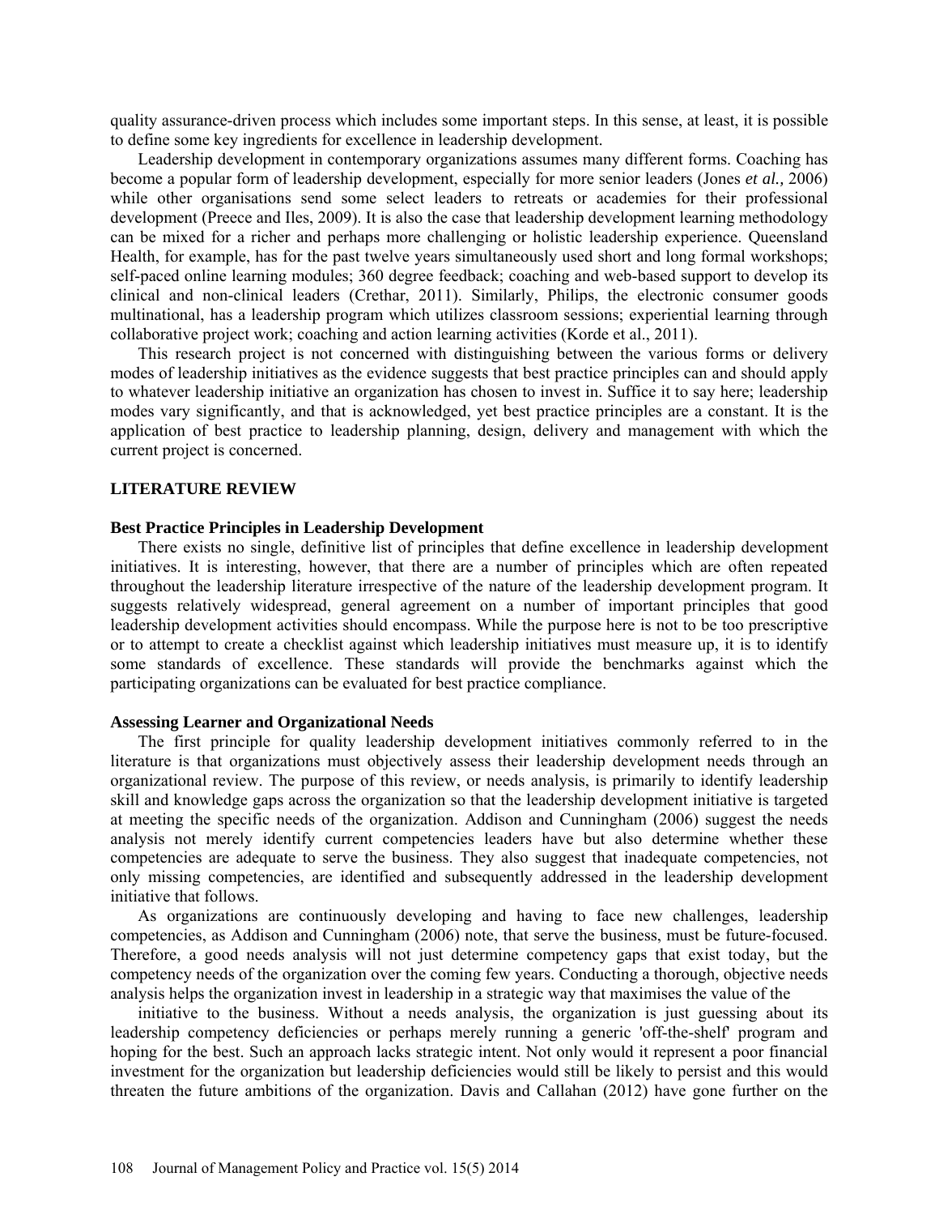quality assurance-driven process which includes some important steps. In this sense, at least, it is possible to define some key ingredients for excellence in leadership development.

Leadership development in contemporary organizations assumes many different forms. Coaching has become a popular form of leadership development, especially for more senior leaders (Jones *et al.,* 2006) while other organisations send some select leaders to retreats or academies for their professional development (Preece and Iles, 2009). It is also the case that leadership development learning methodology can be mixed for a richer and perhaps more challenging or holistic leadership experience. Queensland Health, for example, has for the past twelve years simultaneously used short and long formal workshops; self-paced online learning modules; 360 degree feedback; coaching and web-based support to develop its clinical and non-clinical leaders (Crethar, 2011). Similarly, Philips, the electronic consumer goods multinational, has a leadership program which utilizes classroom sessions; experiential learning through collaborative project work; coaching and action learning activities (Korde et al., 2011).

This research project is not concerned with distinguishing between the various forms or delivery modes of leadership initiatives as the evidence suggests that best practice principles can and should apply to whatever leadership initiative an organization has chosen to invest in. Suffice it to say here; leadership modes vary significantly, and that is acknowledged, yet best practice principles are a constant. It is the application of best practice to leadership planning, design, delivery and management with which the current project is concerned.

## LITERATURE REVIEW

### Best Practice Principles in Leadership Development

There exists no single, definitive list of principles that define excellence in leadership development initiatives. It is interesting, however, that there are a number of principles which are often repeated throughout the leadership literature irrespective of the nature of the leadership development program. It suggests relatively widespread, general agreement on a number of important principles that good leadership development activities should encompass. While the purpose here is not to be too prescriptive or to attempt to create a checklist against which leadership initiatives must measure up, it is to identify some standards of excellence. These standards will provide the benchmarks against which the participating organizations can be evaluated for best practice compliance.

### Assessing Learner and Organizational Needs

The first principle for quality leadership development initiatives commonly referred to in the literature is that organizations must objectively assess their leadership development needs through an organizational review. The purpose of this review, or needs analysis, is primarily to identify leadership skill and knowledge gaps across the organization so that the leadership development initiative is targeted at meeting the specific needs of the organization. Addison and Cunningham (2006) suggest the needs analysis not merely identify current competencies leaders have but also determine whether these competencies are adequate to serve the business. They also suggest that inadequate competencies, not only missing competencies, are identified and subsequently addressed in the leadership development initiative that follows.

As organizations are continuously developing and having to face new challenges, leadership competencies, as Addison and Cunningham (2006) note, that serve the business, must be future-focused. Therefore, a good needs analysis will not just determine competency gaps that exist today, but the competency needs of the organization over the coming few years. Conducting a thorough, objective needs analysis helps the organization invest in leadership in a strategic way that maximises the value of the initiative to the business. Without a needs analysis, the organization is just guessing about its leadership competency deficiencies or perhaps merely running a generic 'off-the-shelf' program and hoping for the best. Such an approach lacks strategic intent. Not only would it represent a poor financial investment for the organization but leadership deficiencies would still be likely to persist and this would threaten the future ambitions of the organization. Davis and Callahan (2012) have gone further on the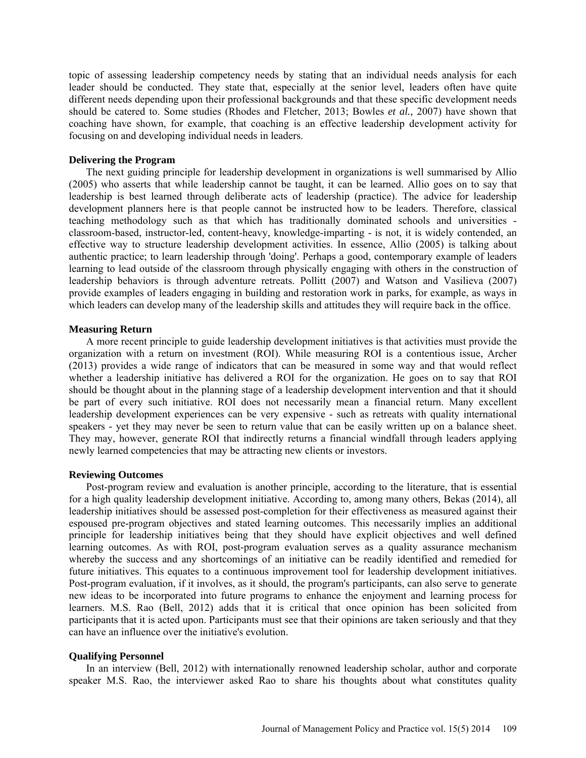topic of assessing leadership competency needs by stating that an individual needs analysis for each leader should be conducted. They state that, especially at the senior level, leaders often have quite different needs depending upon their professional backgrounds and that these specific development needs should be catered to. Some studies (Rhodes and Fletcher, 2013; Bowles *et al.,* 2007) have shown that coaching have shown, for example, that coaching is an effective leadership development activity for focusing on and developing individual needs in leaders.

### Delivering the Program

The next guiding principle for leadership development in organizations is well summarised by Allio (2005) who asserts that while leadership cannot be taught, it can be learned. Allio goes on to say that leadership is best learned through deliberate acts of leadership (practice). The advice for leadership development planners here is that people cannot be instructed how to be leaders. Therefore, classical teaching methodology such as that which has traditionally dominated schools and universities - classroom-based, instructor-led, content-heavy, knowledge-imparting - is not, it is widely contended, an effective way to structure leadership development activities. In essence, Allio (2005) is talking about authentic practice; to learn leadership through 'doing'. Perhaps a good, contemporary example of leaders learning to lead outside of the classroom through physically engaging with others in the construction of leadership behaviors is through adventure retreats. Pollitt (2007) and Watson and Vasilieva (2007) provide examples of leaders engaging in building and restoration work in parks, for example, as ways in which leaders can develop many of the leadership skills and attitudes they will require back in the office.

### Measuring Return

A more recent principle to guide leadership development initiatives is that activities must provide the organization with a return on investment (ROI). While measuring ROI is a contentious issue, Archer (2013) provides a wide range of indicators that can be measured in some way and that would reflect whether a leadership initiative has delivered a ROI for the organization. He goes on to say that ROI should be thought about in the planning stage of a leadership development intervention and that it should be part of every such initiative. ROI does not necessarily mean a financial return. Many excellent leadership development experiences can be very expensive - such as retreats with quality international speakers - yet they may never be seen to return value that can be easily written up on a balance sheet. They may, however, generate ROI that indirectly returns a financial windfall through leaders applying newly learned competencies that may be attracting new clients or investors.

### Reviewing Outcomes

Post-program review and evaluation is another principle, according to the literature, that is essential for a high quality leadership development initiative. According to, among many others, Bekas (2014), all leadership initiatives should be assessed post-completion for their effectiveness as measured against their espoused pre-program objectives and stated learning outcomes. This necessarily implies an additional principle for leadership initiatives being that they should have explicit objectives and well defined learning outcomes. As with ROI, post-program evaluation serves as a quality assurance mechanism whereby the success and any shortcomings of an initiative can be readily identified and remedied for future initiatives. This equates to a continuous improvement tool for leadership development initiatives. Post-program evaluation, if it involves, as it should, the program's participants, can also serve to generate new ideas to be incorporated into future programs to enhance the enjoyment and learning process for learners. M.S. Rao (Bell, 2012) adds that it is critical that once opinion has been solicited from participants that it is acted upon. Participants must see that their opinions are taken seriously and that they can have an influence over the initiative's evolution.

### Qualifying Personnel

In an interview (Bell, 2012) with internationally renowned leadership scholar, author and corporate speaker M.S. Rao, the interviewer asked Rao to share his thoughts about what constitutes quality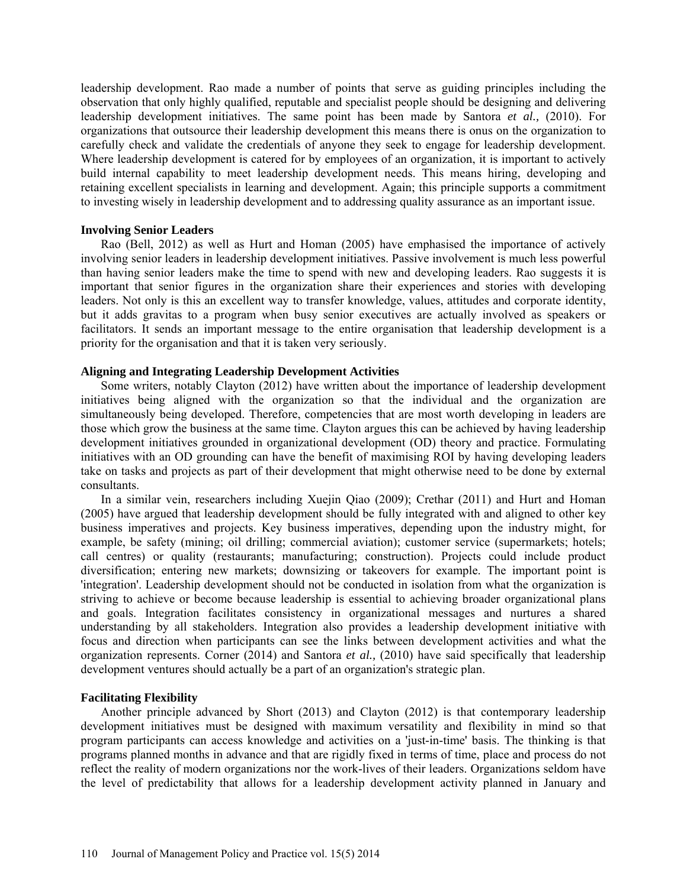leadership development. Rao made a number of points that serve as guiding principles including the observation that only highly qualified, reputable and specialist people should be designing and delivering leadership development initiatives. The same point has been made by Santora *et al.,* (2010). For organizations that outsource their leadership development this means there is onus on the organization to carefully check and validate the credentials of anyone they seek to engage for leadership development. Where leadership development is catered for by employees of an organization, it is important to actively build internal capability to meet leadership development needs. This means hiring, developing and retaining excellent specialists in learning and development. Again; this principle supports a commitment to investing wisely in leadership development and to addressing quality assurance as an important issue.

**Involving Senior Leaders**

Rao (Bell, 2012) as well as Hurt and Homan (2005) have emphasised the importance of actively involving senior leaders in leadership development initiatives. Passive involvement is much less powerful than having senior leaders make the time to spend with new and developing leaders. Rao suggests it is important that senior figures in the organization share their experiences and stories with developing leaders. Not only is this an excellent way to transfer knowledge, values, attitudes and corporate identity, but it adds gravitas to a program when busy senior executives are actually involved as speakers or facilitators. It sends an important message to the entire organisation that leadership development is a priority for the organisation and that it is taken very seriously.

**Aligning and Integrating Leadership Development Activities**

Some writers, notably Clayton (2012) have written about the importance of leadership development initiatives being aligned with the organization so that the individual and the organization are simultaneously being developed. Therefore, competencies that are most worth developing in leaders are those which grow the business at the same time. Clayton argues this can be achieved by having leadership development initiatives grounded in organizational development (OD) theory and practice. Formulating initiatives with an OD grounding can have the benefit of maximising ROI by having developing leaders take on tasks and projects as part of their development that might otherwise need to be done by external consultants.

In a similar vein, researchers including Xuejin Qiao (2009); Crethar (2011) and Hurt and Homan (2005) have argued that leadership development should be fully integrated with and aligned to other key business imperatives and projects. Key business imperatives, depending upon the industry might, for example, be safety (mining; oil drilling; commercial aviation); customer service (supermarkets; hotels; call centres) or quality (restaurants; manufacturing; construction). Projects could include product diversification; entering new markets; downsizing or takeovers for example. The important point is 'integration'. Leadership development should not be conducted in isolation from what the organization is striving to achieve or become because leadership is essential to achieving broader organizational plans and goals. Integration facilitates consistency in organizational messages and nurtures a shared understanding by all stakeholders. Integration also provides a leadership development initiative with focus and direction when participants can see the links between development activities and what the organization represents. Corner (2014) and Santora *et al.,* (2010) have said specifically that leadership development ventures should actually be a part of an organization's strategic plan.

**Facilitating Flexibility**

Another principle advanced by Short (2013) and Clayton (2012) is that contemporary leadership development initiatives must be designed with maximum versatility and flexibility in mind so that program participants can access knowledge and activities on a 'just-in-time' basis. The thinking is that programs planned months in advance and that are rigidly fixed in terms of time, place and process do not reflect the reality of modern organizations nor the work-lives of their leaders. Organizations seldom have the level of predictability that allows for a leadership development activity planned in January and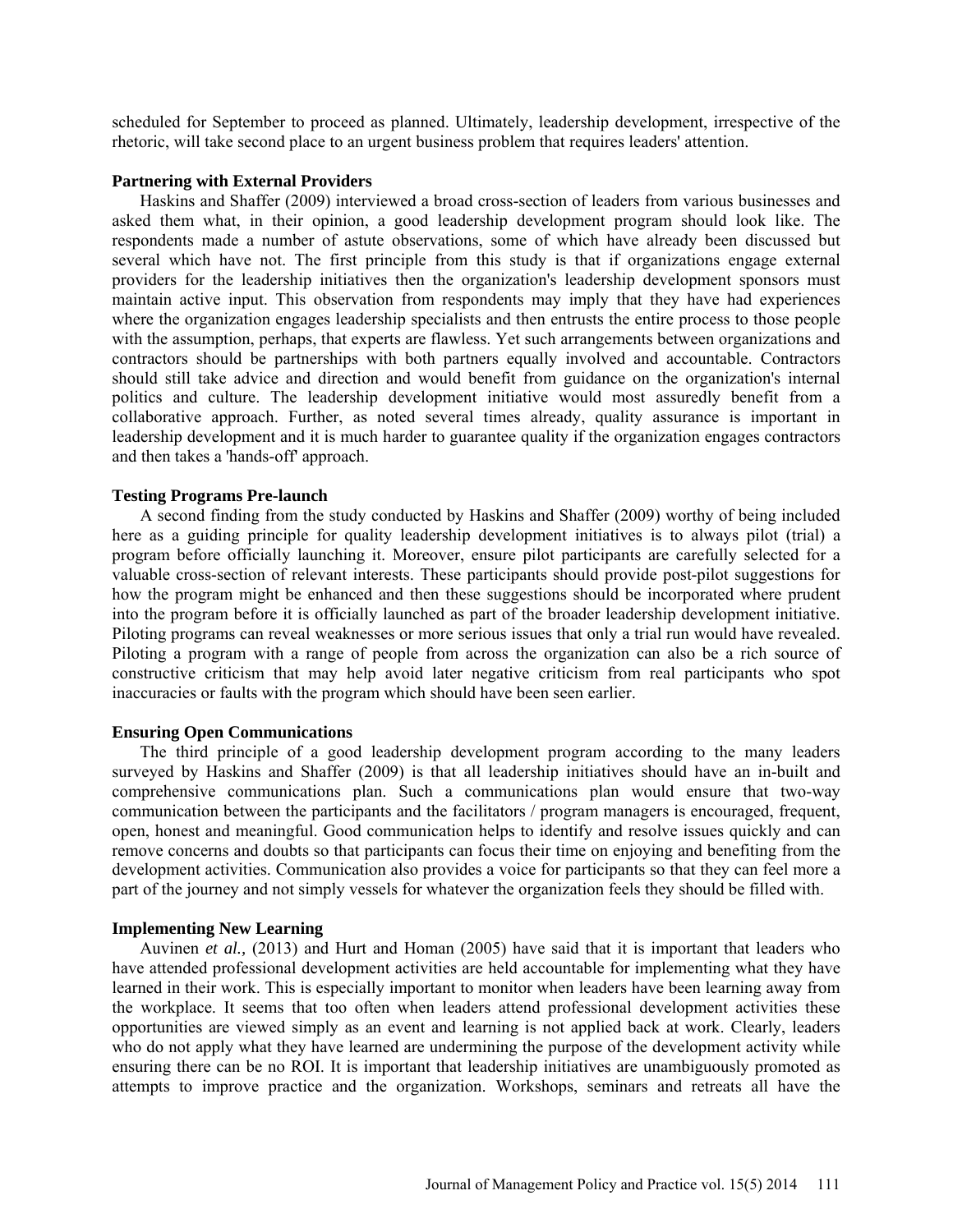scheduled for September to proceed as planned. Ultimately, leadership development, irrespective of the rhetoric, will take second place to an urgent business problem that requires leaders' attention.

### Partnering with External Providers

Haskins and Shaffer (2009) interviewed a broad cross-section of leaders from various businesses and asked them what, in their opinion, a good leadership development program should look like. The respondents made a number of astute observations, some of which have already been discussed but several which have not. The first principle from this study is that if organizations engage external providers for the leadership initiatives then the organization's leadership development sponsors must maintain active input. This observation from respondents may imply that they have had experiences where the organization engages leadership specialists and then entrusts the entire process to those people with the assumption, perhaps, that experts are flawless. Yet such arrangements between organizations and contractors should be partnerships with both partners equally involved and accountable. Contractors should still take advice and direction and would benefit from guidance on the organization's internal politics and culture. The leadership development initiative would most assuredly benefit from a collaborative approach. Further, as noted several times already, quality assurance is important in leadership development and it is much harder to guarantee quality if the organization engages contractors and then takes a 'hands-off' approach.

### Testing Programs Pre-launch

A second finding from the study conducted by Haskins and Shaffer (2009) worthy of being included here as a guiding principle for quality leadership development initiatives is to always pilot (trial) a program before officially launching it. Moreover, ensure pilot participants are carefully selected for a valuable cross-section of relevant interests. These participants should provide post-pilot suggestions for how the program might be enhanced and then these suggestions should be incorporated where prudent into the program before it is officially launched as part of the broader leadership development initiative. Piloting programs can reveal weaknesses or more serious issues that only a trial run would have revealed. Piloting a program with a range of people from across the organization can also be a rich source of constructive criticism that may help avoid later negative criticism from real participants who spot inaccuracies or faults with the program which should have been seen earlier.

### Ensuring Open Communications

The third principle of a good leadership development program according to the many leaders surveyed by Haskins and Shaffer (2009) is that all leadership initiatives should have an in-built and comprehensive communications plan. Such a communications plan would ensure that two-way communication between the participants and the facilitators / program managers is encouraged, frequent, open, honest and meaningful. Good communication helps to identify and resolve issues quickly and can remove concerns and doubts so that participants can focus their time on enjoying and benefiting from the development activities. Communication also provides a voice for participants so that they can feel more a part of the journey and not simply vessels for whatever the organization feels they should be filled with.

### Implementing New Learning

Auvinen *et al.,* (2013) and Hurt and Homan (2005) have said that it is important that leaders who have attended professional development activities are held accountable for implementing what they have learned in their work. This is especially important to monitor when leaders have been learning away from the workplace. It seems that too often when leaders attend professional development activities these opportunities are viewed simply as an event and learning is not applied back at work. Clearly, leaders who do not apply what they have learned are undermining the purpose of the development activity while ensuring there can be no ROI. It is important that leadership initiatives are unambiguously promoted as attempts to improve practice and the organization. Workshops, seminars and retreats all have the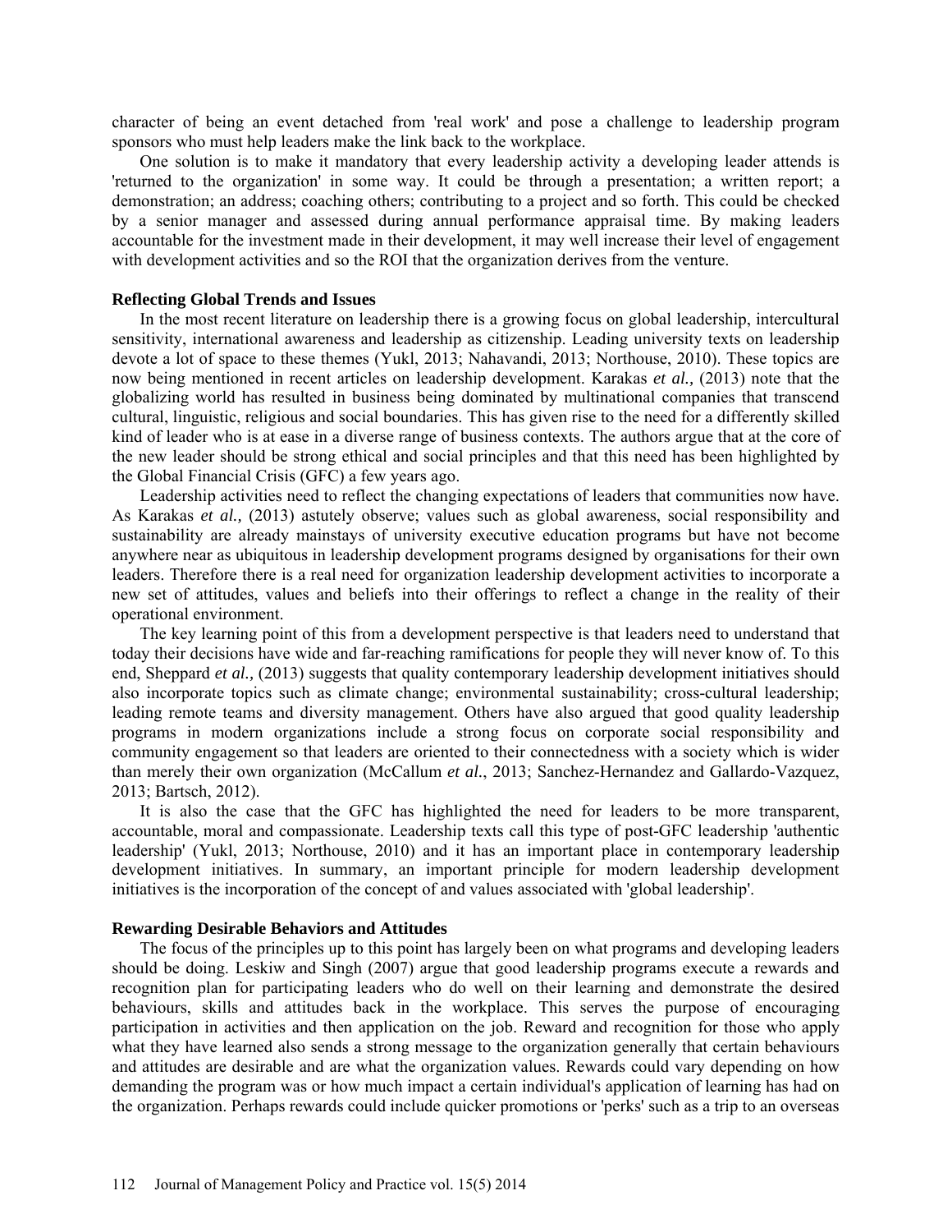character of being an event detached from 'real work' and pose a challenge to leadership program sponsors who must help leaders make the link back to the workplace.

One solution is to make it mandatory that every leadership activity a developing leader attends is 'returned to the organization' in some way. It could be through a presentation; a written report; a demonstration; an address; coaching others; contributing to a project and so forth. This could be checked by a senior manager and assessed during annual performance appraisal time. By making leaders accountable for the investment made in their development, it may well increase their level of engagement with development activities and so the ROI that the organization derives from the venture.

**Reflecting Global Trends and Issues**

In the most recent literature on leadership there is a growing focus on global leadership, intercultural sensitivity, international awareness and leadership as citizenship. Leading university texts on leadership devote a lot of space to these themes (Yukl, 2013; Nahavandi, 2013; Northouse, 2010). These topics are now being mentioned in recent articles on leadership development. Karakas *et al.,* (2013) note that the globalizing world has resulted in business being dominated by multinational companies that transcend cultural, linguistic, religious and social boundaries. This has given rise to the need for a differently skilled kind of leader who is at ease in a diverse range of business contexts. The authors argue that at the core of the new leader should be strong ethical and social principles and that this need has been highlighted by the Global Financial Crisis (GFC) a few years ago.

Leadership activities need to reflect the changing expectations of leaders that communities now have. As Karakas *et al.,* (2013) astutely observe; values such as global awareness, social responsibility and sustainability are already mainstays of university executive education programs but have not become anywhere near as ubiquitous in leadership development programs designed by organisations for their own leaders. Therefore there is a real need for organization leadership development activities to incorporate a new set of attitudes, values and beliefs into their offerings to reflect a change in the reality of their operational environment.

The key learning point of this from a development perspective is that leaders need to understand that today their decisions have wide and far-reaching ramifications for people they will never know of. To this end, Sheppard *et al.,* (2013) suggests that quality contemporary leadership development initiatives should also incorporate topics such as climate change; environmental sustainability; cross-cultural leadership; leading remote teams and diversity management. Others have also argued that good quality leadership programs in modern organizations include a strong focus on corporate social responsibility and community engagement so that leaders are oriented to their connectedness with a society which is wider than merely their own organization (McCallum *et al.*, 2013; Sanchez-Hernandez and Gallardo-Vazquez, 2013; Bartsch, 2012).

It is also the case that the GFC has highlighted the need for leaders to be more transparent, accountable, moral and compassionate. Leadership texts call this type of post-GFC leadership 'authentic leadership' (Yukl, 2013; Northouse, 2010) and it has an important place in contemporary leadership development initiatives. In summary, an important principle for modern leadership development initiatives is the incorporation of the concept of and values associated with 'global leadership'.

**Rewarding Desirable Behaviors and Attitudes**

The focus of the principles up to this point has largely been on what programs and developing leaders should be doing. Leskiw and Singh (2007) argue that good leadership programs execute a rewards and recognition plan for participating leaders who do well on their learning and demonstrate the desired behaviours, skills and attitudes back in the workplace. This serves the purpose of encouraging participation in activities and then application on the job. Reward and recognition for those who apply what they have learned also sends a strong message to the organization generally that certain behaviours and attitudes are desirable and are what the organization values. Rewards could vary depending on how demanding the program was or how much impact a certain individual's application of learning has had on the organization. Perhaps rewards could include quicker promotions or 'perks' such as a trip to an overseas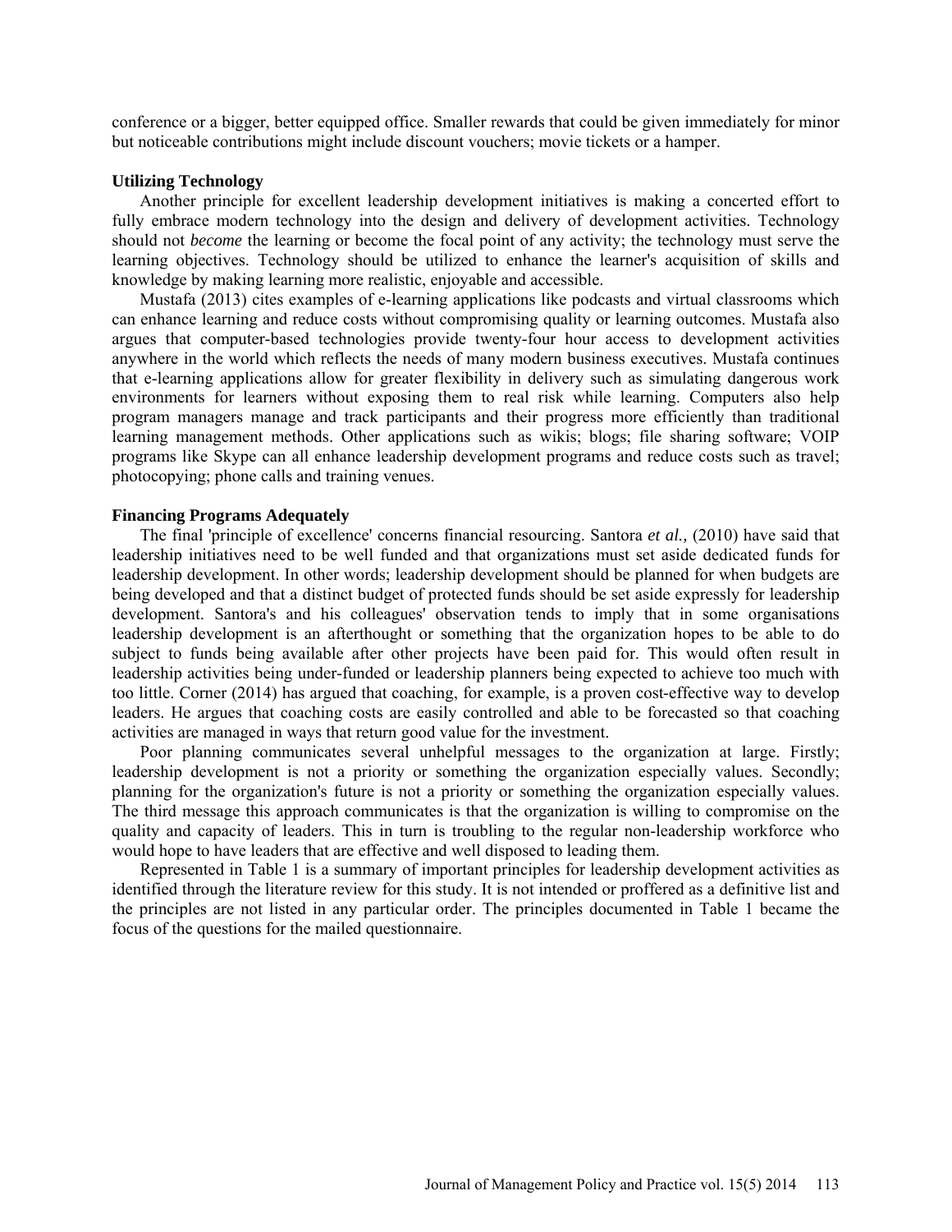conference or a bigger, better equipped office. Smaller rewards that could be given immediately for minor but noticeable contributions might include discount vouchers; movie tickets or a hamper.

**Utilizing Technology**

Another principle for excellent leadership development initiatives is making a concerted effort to fully embrace modern technology into the design and delivery of development activities. Technology should not *become* the learning or become the focal point of any activity; the technology must serve the learning objectives. Technology should be utilized to enhance the learner's acquisition of skills and knowledge by making learning more realistic, enjoyable and accessible.

Mustafa (2013) cites examples of e-learning applications like podcasts and virtual classrooms which can enhance learning and reduce costs without compromising quality or learning outcomes. Mustafa also argues that computer-based technologies provide twenty-four hour access to development activities anywhere in the world which reflects the needs of many modern business executives. Mustafa continues that e-learning applications allow for greater flexibility in delivery such as simulating dangerous work environments for learners without exposing them to real risk while learning. Computers also help program managers manage and track participants and their progress more efficiently than traditional learning management methods. Other applications such as wikis; blogs; file sharing software; VOIP programs like Skype can all enhance leadership development programs and reduce costs such as travel; photocopying; phone calls and training venues.

**Financing Programs Adequately**

The final 'principle of excellence' concerns financial resourcing. Santora *et al.,* (2010) have said that leadership initiatives need to be well funded and that organizations must set aside dedicated funds for leadership development. In other words; leadership development should be planned for when budgets are being developed and that a distinct budget of protected funds should be set aside expressly for leadership development. Santora's and his colleagues' observation tends to imply that in some organisations leadership development is an afterthought or something that the organization hopes to be able to do subject to funds being available after other projects have been paid for. This would often result in leadership activities being under-funded or leadership planners being expected to achieve too much with too little. Corner (2014) has argued that coaching, for example, is a proven cost-effective way to develop leaders. He argues that coaching costs are easily controlled and able to be forecasted so that coaching activities are managed in ways that return good value for the investment.

Poor planning communicates several unhelpful messages to the organization at large. Firstly; leadership development is not a priority or something the organization especially values. Secondly; planning for the organization's future is not a priority or something the organization especially values. The third message this approach communicates is that the organization is willing to compromise on the quality and capacity of leaders. This in turn is troubling to the regular non-leadership workforce who would hope to have leaders that are effective and well disposed to leading them.

Represented in Table 1 is a summary of important principles for leadership development activities as identified through the literature review for this study. It is not intended or proffered as a definitive list and the principles are not listed in any particular order. The principles documented in Table 1 became the focus of the questions for the mailed questionnaire.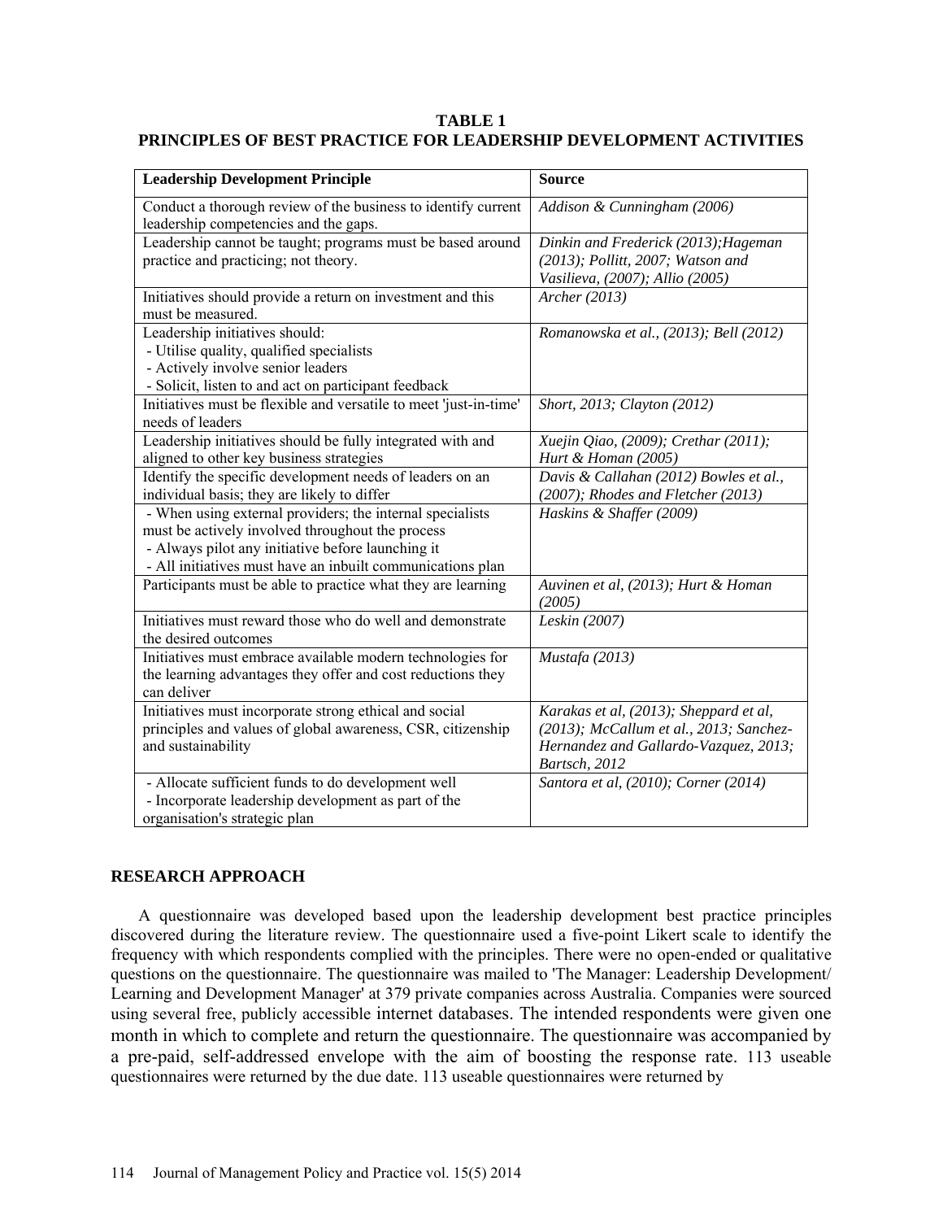**TABLE 1**
**PRINCIPLES OF BEST PRACTICE FOR LEADERSHIP DEVELOPMENT ACTIVITIES**

| Leadership Development Principle | Source |
|---|---|
| Conduct a thorough review of the business to identify current leadership competencies and the gaps. | *Addison & Cunningham (2006)* |
| Leadership cannot be taught; programs must be based around practice and practicing; not theory. | *Dinkin and Frederick (2013);Hageman (2013); Pollitt, 2007; Watson and Vasilieva, (2007); Allio (2005)* |
| Initiatives should provide a return on investment and this must be measured. | *Archer (2013)* |
| Leadership initiatives should:<br>- Utilise quality, qualified specialists<br>- Actively involve senior leaders<br>- Solicit, listen to and act on participant feedback | *Romanowska et al., (2013); Bell (2012)* |
| Initiatives must be flexible and versatile to meet 'just-in-time' needs of leaders | *Short, 2013; Clayton (2012)* |
| Leadership initiatives should be fully integrated with and aligned to other key business strategies | *Xuejin Qiao, (2009); Crethar (2011); Hurt & Homan (2005)* |
| Identify the specific development needs of leaders on an individual basis; they are likely to differ | *Davis & Callahan (2012) Bowles et al., (2007); Rhodes and Fletcher (2013)* |
| - When using external providers; the internal specialists must be actively involved throughout the process<br>- Always pilot any initiative before launching it<br>- All initiatives must have an inbuilt communications plan | *Haskins & Shaffer (2009)* |
| Participants must be able to practice what they are learning | *Auvinen et al, (2013); Hurt & Homan (2005)* |
| Initiatives must reward those who do well and demonstrate the desired outcomes | *Leskin (2007)* |
| Initiatives must embrace available modern technologies for the learning advantages they offer and cost reductions they can deliver | *Mustafa (2013)* |
| Initiatives must incorporate strong ethical and social principles and values of global awareness, CSR, citizenship and sustainability | *Karakas et al, (2013); Sheppard et al, (2013); McCallum et al., 2013; Sanchez-Hernandez and Gallardo-Vazquez, 2013; Bartsch, 2012* |
| - Allocate sufficient funds to do development well<br>- Incorporate leadership development as part of the organisation's strategic plan | *Santora et al, (2010); Corner (2014)* |

## RESEARCH APPROACH

A questionnaire was developed based upon the leadership development best practice principles discovered during the literature review. The questionnaire used a five-point Likert scale to identify the frequency with which respondents complied with the principles. There were no open-ended or qualitative questions on the questionnaire. The questionnaire was mailed to 'The Manager: Leadership Development/ Learning and Development Manager' at 379 private companies across Australia. Companies were sourced using several free, publicly accessible internet databases. The intended respondents were given one month in which to complete and return the questionnaire. The questionnaire was accompanied by a pre-paid, self-addressed envelope with the aim of boosting the response rate. 113 useable questionnaires were returned by the due date. 113 useable questionnaires were returned by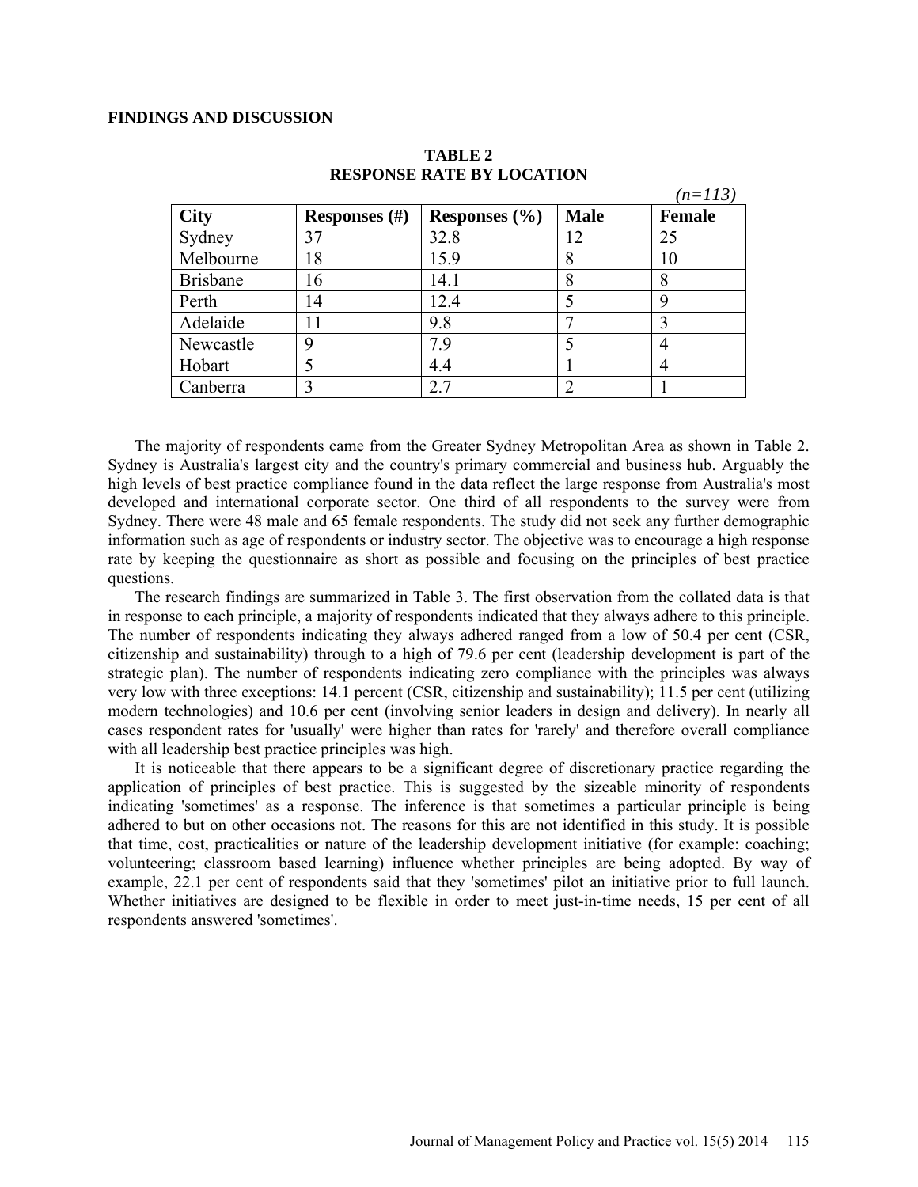## FINDINGS AND DISCUSSION

**TABLE 2**
**RESPONSE RATE BY LOCATION**

*(n=113)*

| City | Responses (#) | Responses (%) | Male | Female |
|---|---|---|---|---|
| Sydney | 37 | 32.8 | 12 | 25 |
| Melbourne | 18 | 15.9 | 8 | 10 |
| Brisbane | 16 | 14.1 | 8 | 8 |
| Perth | 14 | 12.4 | 5 | 9 |
| Adelaide | 11 | 9.8 | 7 | 3 |
| Newcastle | 9 | 7.9 | 5 | 4 |
| Hobart | 5 | 4.4 | 1 | 4 |
| Canberra | 3 | 2.7 | 2 | 1 |

The majority of respondents came from the Greater Sydney Metropolitan Area as shown in Table 2. Sydney is Australia's largest city and the country's primary commercial and business hub. Arguably the high levels of best practice compliance found in the data reflect the large response from Australia's most developed and international corporate sector. One third of all respondents to the survey were from Sydney. There were 48 male and 65 female respondents. The study did not seek any further demographic information such as age of respondents or industry sector. The objective was to encourage a high response rate by keeping the questionnaire as short as possible and focusing on the principles of best practice questions.

The research findings are summarized in Table 3. The first observation from the collated data is that in response to each principle, a majority of respondents indicated that they always adhere to this principle. The number of respondents indicating they always adhered ranged from a low of 50.4 per cent (CSR, citizenship and sustainability) through to a high of 79.6 per cent (leadership development is part of the strategic plan). The number of respondents indicating zero compliance with the principles was always very low with three exceptions: 14.1 percent (CSR, citizenship and sustainability); 11.5 per cent (utilizing modern technologies) and 10.6 per cent (involving senior leaders in design and delivery). In nearly all cases respondent rates for 'usually' were higher than rates for 'rarely' and therefore overall compliance with all leadership best practice principles was high.

It is noticeable that there appears to be a significant degree of discretionary practice regarding the application of principles of best practice. This is suggested by the sizeable minority of respondents indicating 'sometimes' as a response. The inference is that sometimes a particular principle is being adhered to but on other occasions not. The reasons for this are not identified in this study. It is possible that time, cost, practicalities or nature of the leadership development initiative (for example: coaching; volunteering; classroom based learning) influence whether principles are being adopted. By way of example, 22.1 per cent of respondents said that they 'sometimes' pilot an initiative prior to full launch. Whether initiatives are designed to be flexible in order to meet just-in-time needs, 15 per cent of all respondents answered 'sometimes'.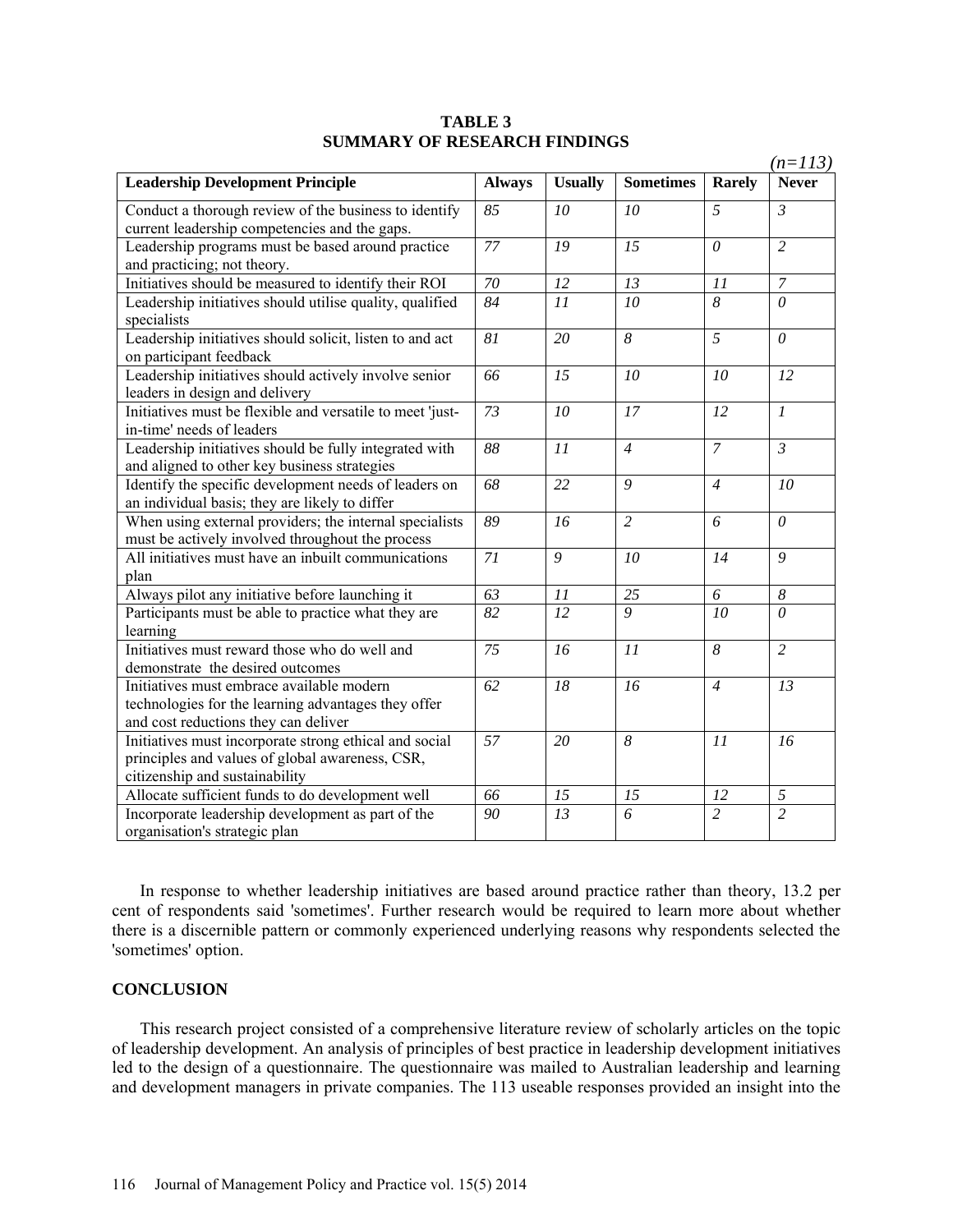**TABLE 3**
**SUMMARY OF RESEARCH FINDINGS**

*(n=113)*

| Leadership Development Principle | Always | Usually | Sometimes | Rarely | Never |
|---|---|---|---|---|---|
| Conduct a thorough review of the business to identify current leadership competencies and the gaps. | *85* | *10* | *10* | *5* | *3* |
| Leadership programs must be based around practice and practicing; not theory. | *77* | *19* | *15* | *0* | *2* |
| Initiatives should be measured to identify their ROI | *70* | *12* | *13* | *11* | *7* |
| Leadership initiatives should utilise quality, qualified specialists | *84* | *11* | *10* | *8* | *0* |
| Leadership initiatives should solicit, listen to and act on participant feedback | *81* | *20* | *8* | *5* | *0* |
| Leadership initiatives should actively involve senior leaders in design and delivery | *66* | *15* | *10* | *10* | *12* |
| Initiatives must be flexible and versatile to meet 'just-in-time' needs of leaders | *73* | *10* | *17* | *12* | *1* |
| Leadership initiatives should be fully integrated with and aligned to other key business strategies | *88* | *11* | *4* | *7* | *3* |
| Identify the specific development needs of leaders on an individual basis; they are likely to differ | *68* | *22* | *9* | *4* | *10* |
| When using external providers; the internal specialists must be actively involved throughout the process | *89* | *16* | *2* | *6* | *0* |
| All initiatives must have an inbuilt communications plan | *71* | *9* | *10* | *14* | *9* |
| Always pilot any initiative before launching it | *63* | *11* | *25* | *6* | *8* |
| Participants must be able to practice what they are learning | *82* | *12* | *9* | *10* | *0* |
| Initiatives must reward those who do well and demonstrate the desired outcomes | *75* | *16* | *11* | *8* | *2* |
| Initiatives must embrace available modern technologies for the learning advantages they offer and cost reductions they can deliver | *62* | *18* | *16* | *4* | *13* |
| Initiatives must incorporate strong ethical and social principles and values of global awareness, CSR, citizenship and sustainability | *57* | *20* | *8* | *11* | *16* |
| Allocate sufficient funds to do development well | *66* | *15* | *15* | *12* | *5* |
| Incorporate leadership development as part of the organisation's strategic plan | *90* | *13* | *6* | *2* | *2* |

In response to whether leadership initiatives are based around practice rather than theory, 13.2 per cent of respondents said 'sometimes'. Further research would be required to learn more about whether there is a discernible pattern or commonly experienced underlying reasons why respondents selected the 'sometimes' option.

## CONCLUSION

This research project consisted of a comprehensive literature review of scholarly articles on the topic of leadership development. An analysis of principles of best practice in leadership development initiatives led to the design of a questionnaire. The questionnaire was mailed to Australian leadership and learning and development managers in private companies. The 113 useable responses provided an insight into the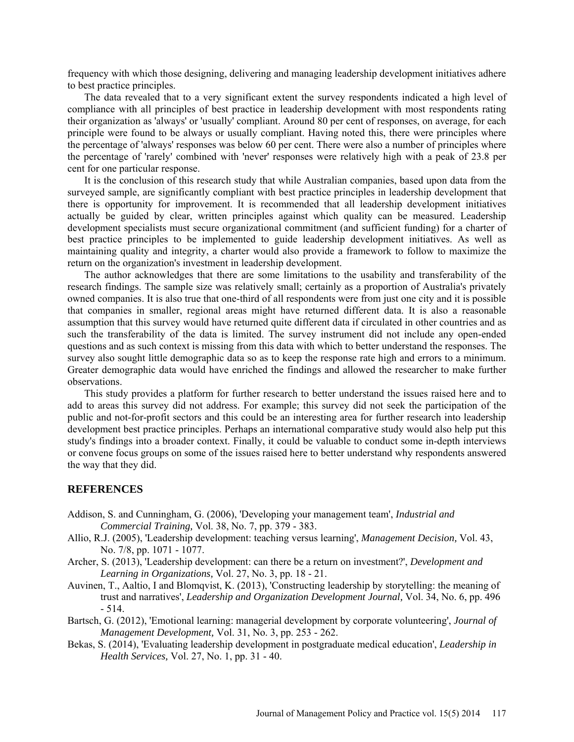frequency with which those designing, delivering and managing leadership development initiatives adhere to best practice principles.

The data revealed that to a very significant extent the survey respondents indicated a high level of compliance with all principles of best practice in leadership development with most respondents rating their organization as 'always' or 'usually' compliant. Around 80 per cent of responses, on average, for each principle were found to be always or usually compliant. Having noted this, there were principles where the percentage of 'always' responses was below 60 per cent. There were also a number of principles where the percentage of 'rarely' combined with 'never' responses were relatively high with a peak of 23.8 per cent for one particular response.

It is the conclusion of this research study that while Australian companies, based upon data from the surveyed sample, are significantly compliant with best practice principles in leadership development that there is opportunity for improvement. It is recommended that all leadership development initiatives actually be guided by clear, written principles against which quality can be measured. Leadership development specialists must secure organizational commitment (and sufficient funding) for a charter of best practice principles to be implemented to guide leadership development initiatives. As well as maintaining quality and integrity, a charter would also provide a framework to follow to maximize the return on the organization's investment in leadership development.

The author acknowledges that there are some limitations to the usability and transferability of the research findings. The sample size was relatively small; certainly as a proportion of Australia's privately owned companies. It is also true that one-third of all respondents were from just one city and it is possible that companies in smaller, regional areas might have returned different data. It is also a reasonable assumption that this survey would have returned quite different data if circulated in other countries and as such the transferability of the data is limited. The survey instrument did not include any open-ended questions and as such context is missing from this data with which to better understand the responses. The survey also sought little demographic data so as to keep the response rate high and errors to a minimum. Greater demographic data would have enriched the findings and allowed the researcher to make further observations.

This study provides a platform for further research to better understand the issues raised here and to add to areas this survey did not address. For example; this survey did not seek the participation of the public and not-for-profit sectors and this could be an interesting area for further research into leadership development best practice principles. Perhaps an international comparative study would also help put this study's findings into a broader context. Finally, it could be valuable to conduct some in-depth interviews or convene focus groups on some of the issues raised here to better understand why respondents answered the way that they did.

## REFERENCES

Addison, S. and Cunningham, G. (2006), 'Developing your management team', *Industrial and Commercial Training,* Vol. 38, No. 7, pp. 379 - 383.

Allio, R.J. (2005), 'Leadership development: teaching versus learning', *Management Decision,* Vol. 43, No. 7/8, pp. 1071 - 1077.

Archer, S. (2013), 'Leadership development: can there be a return on investment?', *Development and Learning in Organizations,* Vol. 27, No. 3, pp. 18 - 21.

Auvinen, T., Aaltio, I and Blomqvist, K. (2013), 'Constructing leadership by storytelling: the meaning of trust and narratives', *Leadership and Organization Development Journal,* Vol. 34, No. 6, pp. 496 - 514.

Bartsch, G. (2012), 'Emotional learning: managerial development by corporate volunteering', *Journal of Management Development,* Vol. 31, No. 3, pp. 253 - 262.

Bekas, S. (2014), 'Evaluating leadership development in postgraduate medical education', *Leadership in Health Services,* Vol. 27, No. 1, pp. 31 - 40.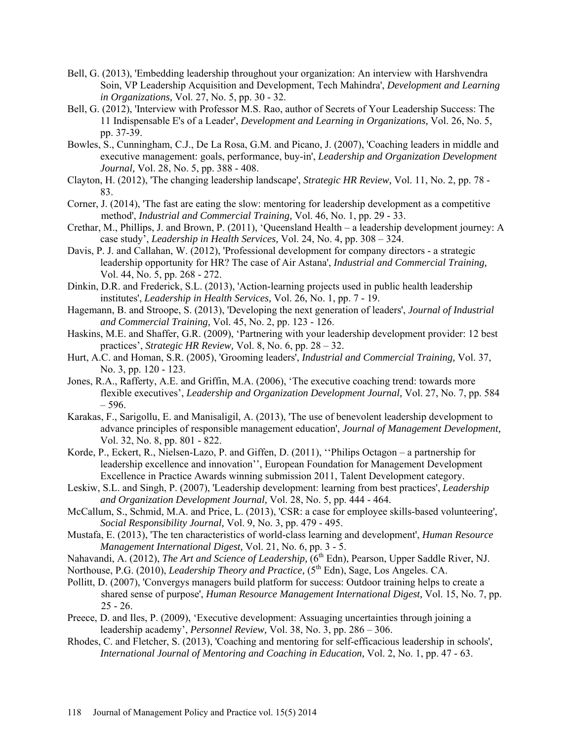Bell, G. (2013), 'Embedding leadership throughout your organization: An interview with Harshvendra Soin, VP Leadership Acquisition and Development, Tech Mahindra', *Development and Learning in Organizations,* Vol. 27, No. 5, pp. 30 - 32.

Bell, G. (2012), 'Interview with Professor M.S. Rao, author of Secrets of Your Leadership Success: The 11 Indispensable E's of a Leader', *Development and Learning in Organizations,* Vol. 26, No. 5, pp. 37-39.

Bowles, S., Cunningham, C.J., De La Rosa, G.M. and Picano, J. (2007), 'Coaching leaders in middle and executive management: goals, performance, buy-in', *Leadership and Organization Development Journal,* Vol. 28, No. 5, pp. 388 - 408.

Clayton, H. (2012), 'The changing leadership landscape', *Strategic HR Review,* Vol. 11, No. 2, pp. 78 - 83.

Corner, J. (2014), 'The fast are eating the slow: mentoring for leadership development as a competitive method', *Industrial and Commercial Training,* Vol. 46, No. 1, pp. 29 - 33.

Crethar, M., Phillips, J. and Brown, P. (2011), 'Queensland Health – a leadership development journey: A case study', *Leadership in Health Services,* Vol. 24, No. 4, pp. 308 – 324.

Davis, P. J. and Callahan, W. (2012), 'Professional development for company directors - a strategic leadership opportunity for HR? The case of Air Astana', *Industrial and Commercial Training,* Vol. 44, No. 5, pp. 268 - 272.

Dinkin, D.R. and Frederick, S.L. (2013), 'Action-learning projects used in public health leadership institutes', *Leadership in Health Services,* Vol. 26, No. 1, pp. 7 - 19.

Hagemann, B. and Stroope, S. (2013), 'Developing the next generation of leaders', *Journal of Industrial and Commercial Training,* Vol. 45, No. 2, pp. 123 - 126.

Haskins, M.E. and Shaffer, G.R. (2009), 'Partnering with your leadership development provider: 12 best practices', *Strategic HR Review,* Vol. 8, No. 6, pp. 28 – 32.

Hurt, A.C. and Homan, S.R. (2005), 'Grooming leaders', *Industrial and Commercial Training,* Vol. 37, No. 3, pp. 120 - 123.

Jones, R.A., Rafferty, A.E. and Griffin, M.A. (2006), 'The executive coaching trend: towards more flexible executives', *Leadership and Organization Development Journal,* Vol. 27, No. 7, pp. 584 – 596.

Karakas, F., Sarigollu, E. and Manisaligil, A. (2013), 'The use of benevolent leadership development to advance principles of responsible management education', *Journal of Management Development,* Vol. 32, No. 8, pp. 801 - 822.

Korde, P., Eckert, R., Nielsen-Lazo, P. and Giffen, D. (2011), ''Philips Octagon – a partnership for leadership excellence and innovation'', European Foundation for Management Development Excellence in Practice Awards winning submission 2011, Talent Development category.

Leskiw, S.L. and Singh, P. (2007), 'Leadership development: learning from best practices', *Leadership and Organization Development Journal,* Vol. 28, No. 5, pp. 444 - 464.

McCallum, S., Schmid, M.A. and Price, L. (2013), 'CSR: a case for employee skills-based volunteering', *Social Responsibility Journal,* Vol. 9, No. 3, pp. 479 - 495.

Mustafa, E. (2013), 'The ten characteristics of world-class learning and development', *Human Resource Management International Digest,* Vol. 21, No. 6, pp. 3 - 5.

Nahavandi, A. (2012), *The Art and Science of Leadership,* (6th Edn), Pearson, Upper Saddle River, NJ.

Northouse, P.G. (2010), *Leadership Theory and Practice,* (5th Edn), Sage, Los Angeles. CA.

Pollitt, D. (2007), 'Convergys managers build platform for success: Outdoor training helps to create a shared sense of purpose', *Human Resource Management International Digest,* Vol. 15, No. 7, pp. 25 - 26.

Preece, D. and Iles, P. (2009), 'Executive development: Assuaging uncertainties through joining a leadership academy', *Personnel Review,* Vol. 38, No. 3, pp. 286 – 306.

Rhodes, C. and Fletcher, S. (2013), 'Coaching and mentoring for self-efficacious leadership in schools', *International Journal of Mentoring and Coaching in Education,* Vol. 2, No. 1, pp. 47 - 63.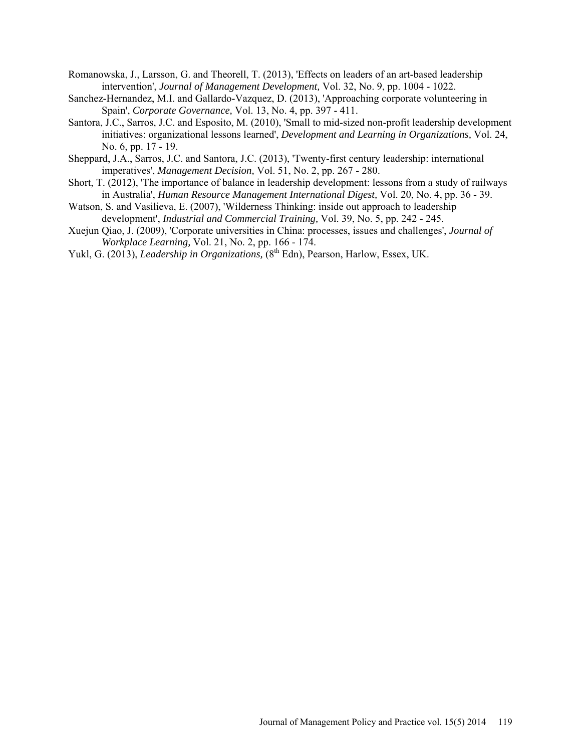Romanowska, J., Larsson, G. and Theorell, T. (2013), 'Effects on leaders of an art-based leadership intervention', *Journal of Management Development,* Vol. 32, No. 9, pp. 1004 - 1022.

Sanchez-Hernandez, M.I. and Gallardo-Vazquez, D. (2013), 'Approaching corporate volunteering in Spain', *Corporate Governance,* Vol. 13, No. 4, pp. 397 - 411.

Santora, J.C., Sarros, J.C. and Esposito, M. (2010), 'Small to mid-sized non-profit leadership development initiatives: organizational lessons learned', *Development and Learning in Organizations,* Vol. 24, No. 6, pp. 17 - 19.

Sheppard, J.A., Sarros, J.C. and Santora, J.C. (2013), 'Twenty-first century leadership: international imperatives', *Management Decision,* Vol. 51, No. 2, pp. 267 - 280.

Short, T. (2012), 'The importance of balance in leadership development: lessons from a study of railways in Australia', *Human Resource Management International Digest,* Vol. 20, No. 4, pp. 36 - 39.

Watson, S. and Vasilieva, E. (2007), 'Wilderness Thinking: inside out approach to leadership development', *Industrial and Commercial Training,* Vol. 39, No. 5, pp. 242 - 245.

Xuejun Qiao, J. (2009), 'Corporate universities in China: processes, issues and challenges', *Journal of Workplace Learning,* Vol. 21, No. 2, pp. 166 - 174.

Yukl, G. (2013), *Leadership in Organizations,* (8th Edn), Pearson, Harlow, Essex, UK.